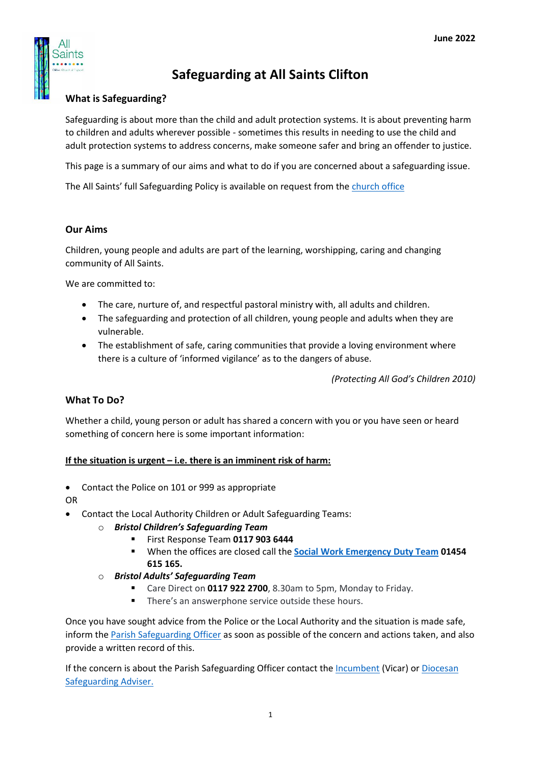June 2022

# Safeguarding at All Saints Clifton

## What is Safeguarding?

Safeguarding is about more than the child and adult protection systems. It is about preventing harm to children and adults wherever possible - sometimes this results in needing to use the child and adult protection systems to address concerns, make someone safer and bring an offender to justice.

This page is a summary of our aims and what to do if you are concerned about a safeguarding issue.

The All Saints' full Safeguarding Policy is available on request from the church office

## Our Aims

Children, young people and adults are part of the learning, worshipping, caring and changing community of All Saints.

We are committed to:

- The care, nurture of, and respectful pastoral ministry with, all adults and children.
- The safeguarding and protection of all children, young people and adults when they are vulnerable.
- The establishment of safe, caring communities that provide a loving environment where there is a culture of 'informed vigilance' as to the dangers of abuse.

*(Protecting All God's Children 2010)*

## What To Do?

Whether a child, young person or adult has shared a concern with you or you have seen or heard something of concern here is some important information:

**<u>If the situation is urgent – i.e. there is an imminent risk of harm:</u>**

- Contact the Police on 101 or 999 as appropriate

OR

- Contact the Local Authority Children or Adult Safeguarding Teams:
  - ***Bristol Children's Safeguarding Team***
    - First Response Team **0117 903 6444**
    - When the offices are closed call the **Social Work Emergency Duty Team** **01454 615 165.**
  - ***Bristol Adults' Safeguarding Team***
    - Care Direct on **0117 922 2700**, 8.30am to 5pm, Monday to Friday.
    - There's an answerphone service outside these hours.

Once you have sought advice from the Police or the Local Authority and the situation is made safe, inform the Parish Safeguarding Officer as soon as possible of the concern and actions taken, and also provide a written record of this.

If the concern is about the Parish Safeguarding Officer contact the Incumbent (Vicar) or Diocesan Safeguarding Adviser.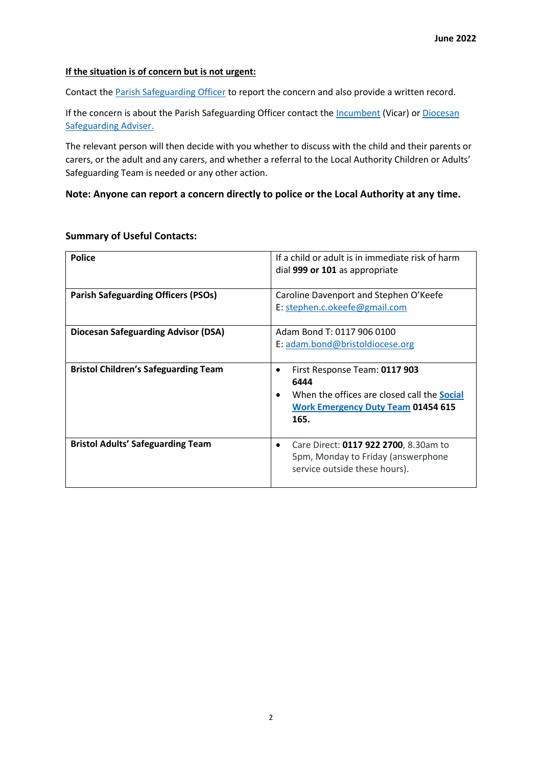**If the situation is of concern but is not urgent:**

Contact the Parish Safeguarding Officer to report the concern and also provide a written record.

If the concern is about the Parish Safeguarding Officer contact the Incumbent (Vicar) or Diocesan Safeguarding Adviser.

The relevant person will then decide with you whether to discuss with the child and their parents or carers, or the adult and any carers, and whether a referral to the Local Authority Children or Adults' Safeguarding Team is needed or any other action.

**Note: Anyone can report a concern directly to police or the Local Authority at any time.**

**Summary of Useful Contacts:**

| | |
|---|---|
| **Police** | If a child or adult is in immediate risk of harm dial **999 or 101** as appropriate |
| **Parish Safeguarding Officers (PSOs)** | Caroline Davenport and Stephen O'Keefe<br>E: stephen.c.okeefe@gmail.com |
| **Diocesan Safeguarding Advisor (DSA)** | Adam Bond T: 0117 906 0100<br>E: adam.bond@bristoldiocese.org |
| **Bristol Children's Safeguarding Team** | • First Response Team: **0117 903 6444**<br>• When the offices are closed call the **Social Work Emergency Duty Team** **01454 615 165.** |
| **Bristol Adults' Safeguarding Team** | • Care Direct: **0117 922 2700**, 8.30am to 5pm, Monday to Friday (answerphone service outside these hours). |